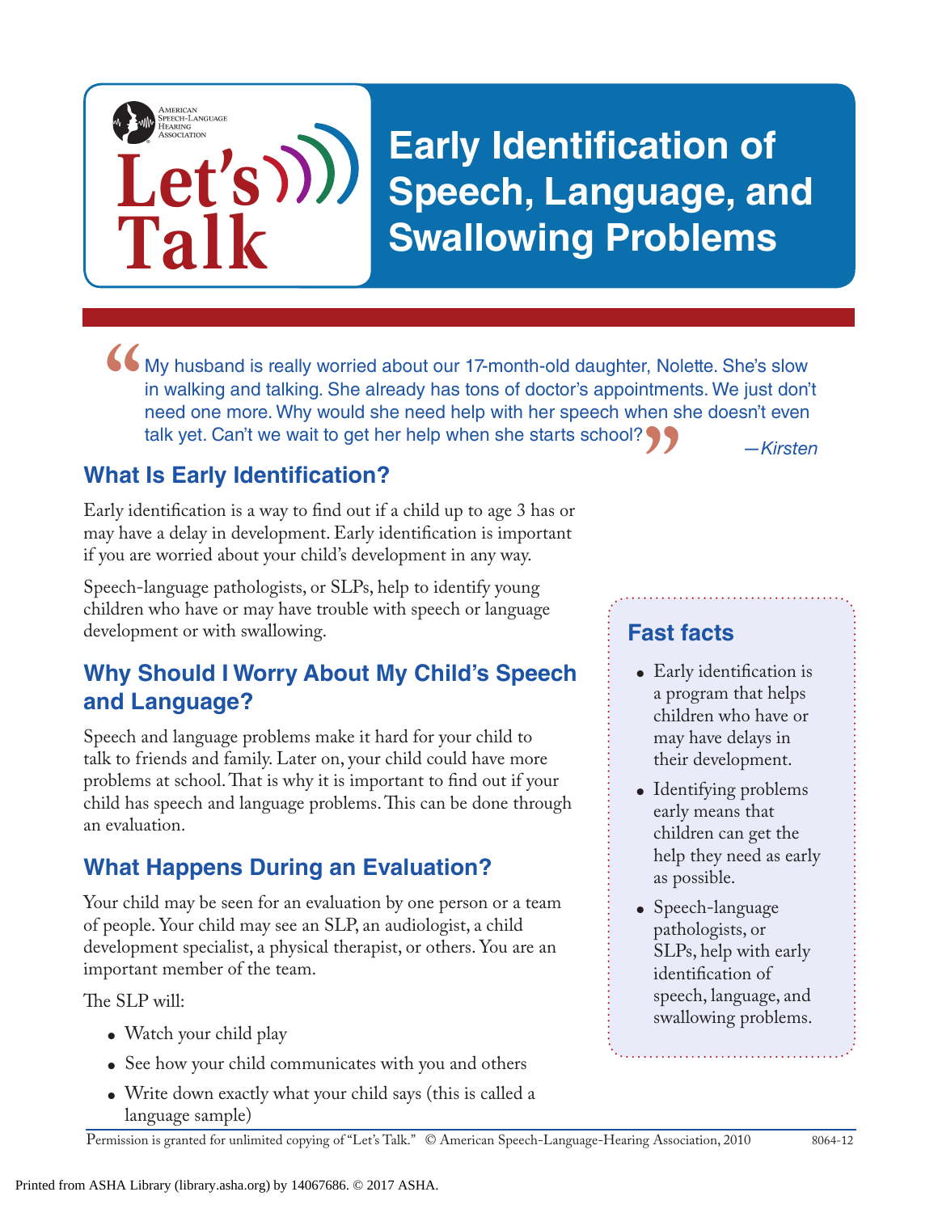# Early Identification of Speech, Language, and Swallowing Problems

> My husband is really worried about our 17-month-old daughter, Nolette. She's slow in walking and talking. She already has tons of doctor's appointments. We just don't need one more. Why would she need help with her speech when she doesn't even talk yet. Can't we wait to get her help when she starts school?
>
> *—Kirsten*

## What Is Early Identification?

Early identification is a way to find out if a child up to age 3 has or may have a delay in development. Early identification is important if you are worried about your child's development in any way.

Speech-language pathologists, or SLPs, help to identify young children who have or may have trouble with speech or language development or with swallowing.

## Why Should I Worry About My Child's Speech and Language?

Speech and language problems make it hard for your child to talk to friends and family. Later on, your child could have more problems at school. That is why it is important to find out if your child has speech and language problems. This can be done through an evaluation.

## What Happens During an Evaluation?

Your child may be seen for an evaluation by one person or a team of people. Your child may see an SLP, an audiologist, a child development specialist, a physical therapist, or others. You are an important member of the team.

The SLP will:

- Watch your child play
- See how your child communicates with you and others
- Write down exactly what your child says (this is called a language sample)

### Fast facts

- Early identification is a program that helps children who have or may have delays in their development.
- Identifying problems early means that children can get the help they need as early as possible.
- Speech-language pathologists, or SLPs, help with early identification of speech, language, and swallowing problems.

Permission is granted for unlimited copying of "Let's Talk." © American Speech-Language-Hearing Association, 2010 8064-12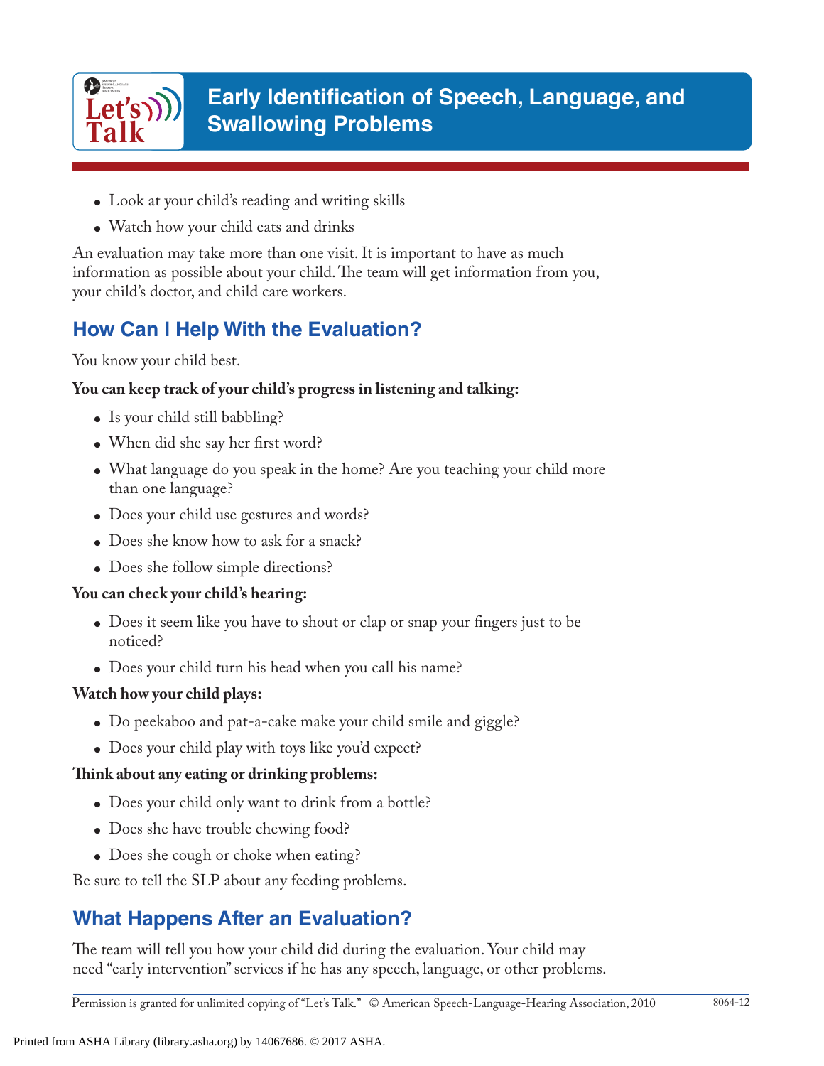- Look at your child's reading and writing skills
- Watch how your child eats and drinks

An evaluation may take more than one visit. It is important to have as much information as possible about your child. The team will get information from you, your child's doctor, and child care workers.

## How Can I Help With the Evaluation?

You know your child best.

**You can keep track of your child's progress in listening and talking:**

- Is your child still babbling?
- When did she say her first word?
- What language do you speak in the home? Are you teaching your child more than one language?
- Does your child use gestures and words?
- Does she know how to ask for a snack?
- Does she follow simple directions?

**You can check your child's hearing:**

- Does it seem like you have to shout or clap or snap your fingers just to be noticed?
- Does your child turn his head when you call his name?

**Watch how your child plays:**

- Do peekaboo and pat-a-cake make your child smile and giggle?
- Does your child play with toys like you'd expect?

**Think about any eating or drinking problems:**

- Does your child only want to drink from a bottle?
- Does she have trouble chewing food?
- Does she cough or choke when eating?

Be sure to tell the SLP about any feeding problems.

## What Happens After an Evaluation?

The team will tell you how your child did during the evaluation. Your child may need "early intervention" services if he has any speech, language, or other problems.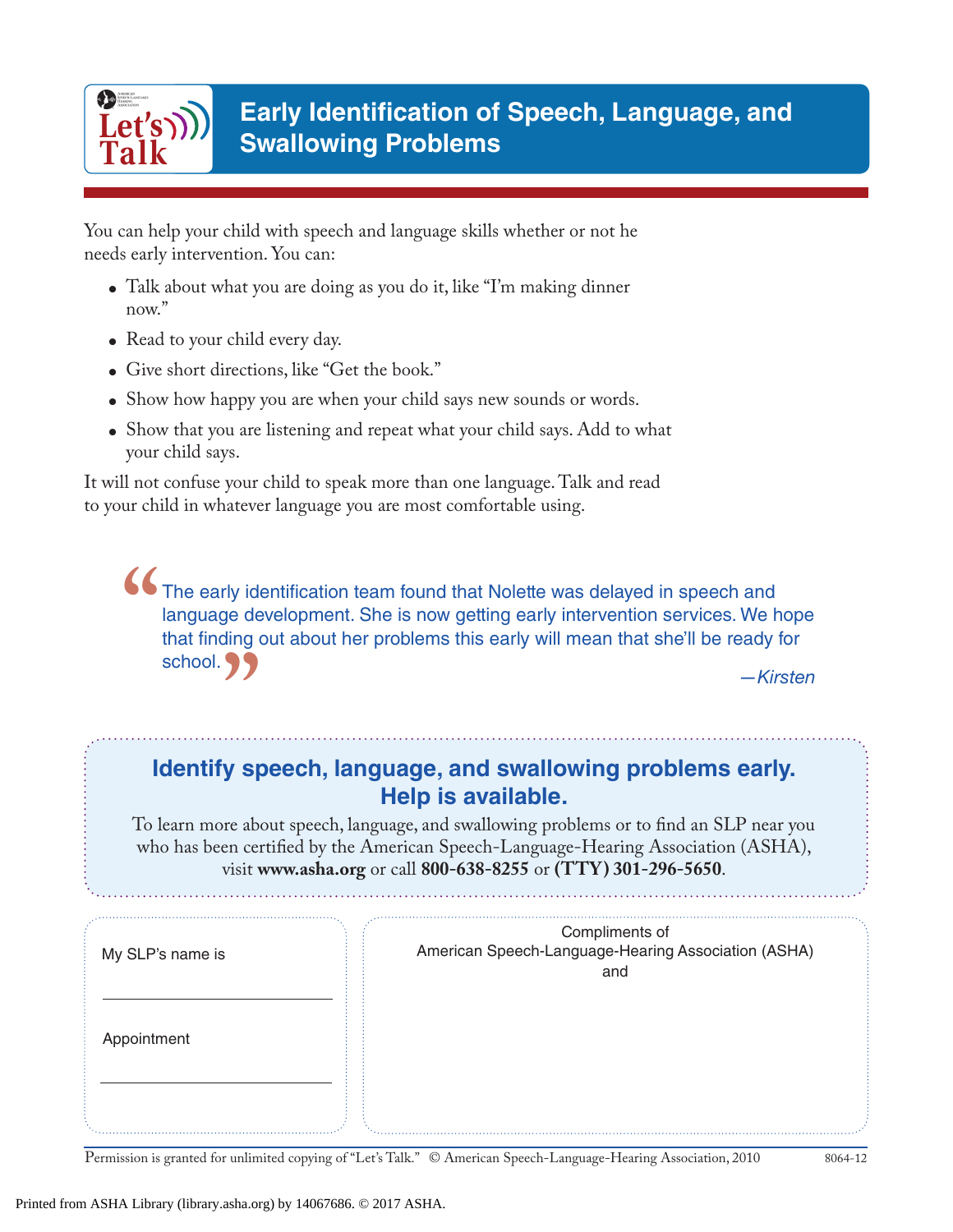# Early Identification of Speech, Language, and Swallowing Problems

You can help your child with speech and language skills whether or not he needs early intervention. You can:

- Talk about what you are doing as you do it, like "I'm making dinner now."
- Read to your child every day.
- Give short directions, like "Get the book."
- Show how happy you are when your child says new sounds or words.
- Show that you are listening and repeat what your child says. Add to what your child says.

It will not confuse your child to speak more than one language. Talk and read to your child in whatever language you are most comfortable using.

> "The early identification team found that Nolette was delayed in speech and language development. She is now getting early intervention services. We hope that finding out about her problems this early will mean that she'll be ready for school."
>
> *—Kirsten*

## Identify speech, language, and swallowing problems early. Help is available.

To learn more about speech, language, and swallowing problems or to find an SLP near you who has been certified by the American Speech-Language-Hearing Association (ASHA), visit **www.asha.org** or call **800-638-8255** or **(TTY) 301-296-5650**.

My SLP's name is

______________________

Appointment

______________________

Compliments of
American Speech-Language-Hearing Association (ASHA)
and

Permission is granted for unlimited copying of "Let's Talk." © American Speech-Language-Hearing Association, 2010 8064-12